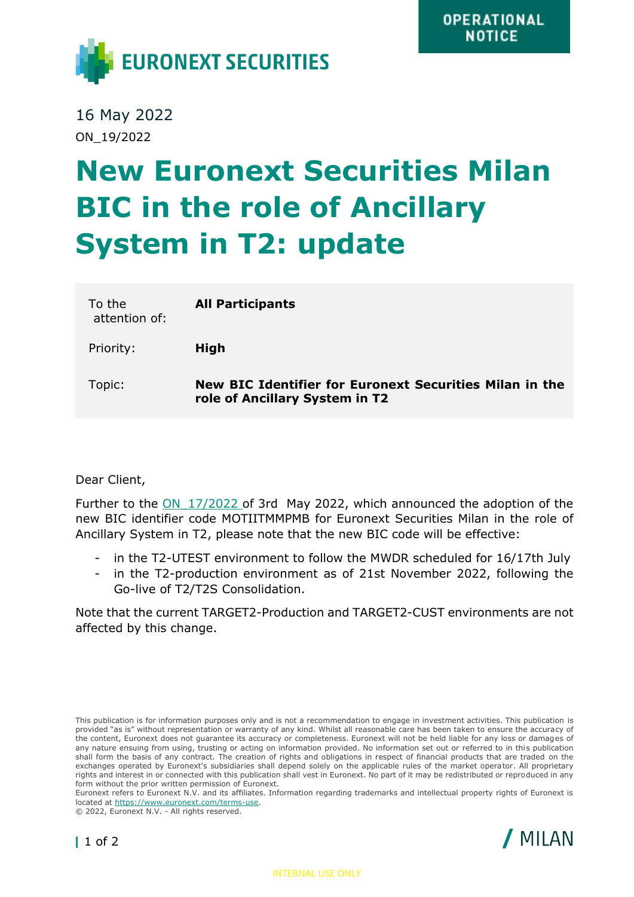OPERATIONAL NOTICE

EURONEXT SECURITIES

16 May 2022

ON_19/2022

# New Euronext Securities Milan BIC in the role of Ancillary System in T2: update

| To the attention of: | **All Participants** |
|---|---|
| Priority: | **High** |
| Topic: | **New BIC Identifier for Euronext Securities Milan in the role of Ancillary System in T2** |

Dear Client,

Further to the ON_17/2022 of 3rd May 2022, which announced the adoption of the new BIC identifier code MOTIITMMPMB for Euronext Securities Milan in the role of Ancillary System in T2, please note that the new BIC code will be effective:

- in the T2-UTEST environment to follow the MWDR scheduled for 16/17th July
- in the T2-production environment as of 21st November 2022, following the Go-live of T2/T2S Consolidation.

Note that the current TARGET2-Production and TARGET2-CUST environments are not affected by this change.

This publication is for information purposes only and is not a recommendation to engage in investment activities. This publication is provided "as is" without representation or warranty of any kind. Whilst all reasonable care has been taken to ensure the accuracy of the content, Euronext does not guarantee its accuracy or completeness. Euronext will not be held liable for any loss or damages of any nature ensuing from using, trusting or acting on information provided. No information set out or referred to in this publication shall form the basis of any contract. The creation of rights and obligations in respect of financial products that are traded on the exchanges operated by Euronext's subsidiaries shall depend solely on the applicable rules of the market operator. All proprietary rights and interest in or connected with this publication shall vest in Euronext. No part of it may be redistributed or reproduced in any form without the prior written permission of Euronext.
Euronext refers to Euronext N.V. and its affiliates. Information regarding trademarks and intellectual property rights of Euronext is located at https://www.euronext.com/terms-use.
© 2022, Euronext N.V. - All rights reserved.

MILAN

INTERNAL USE ONLY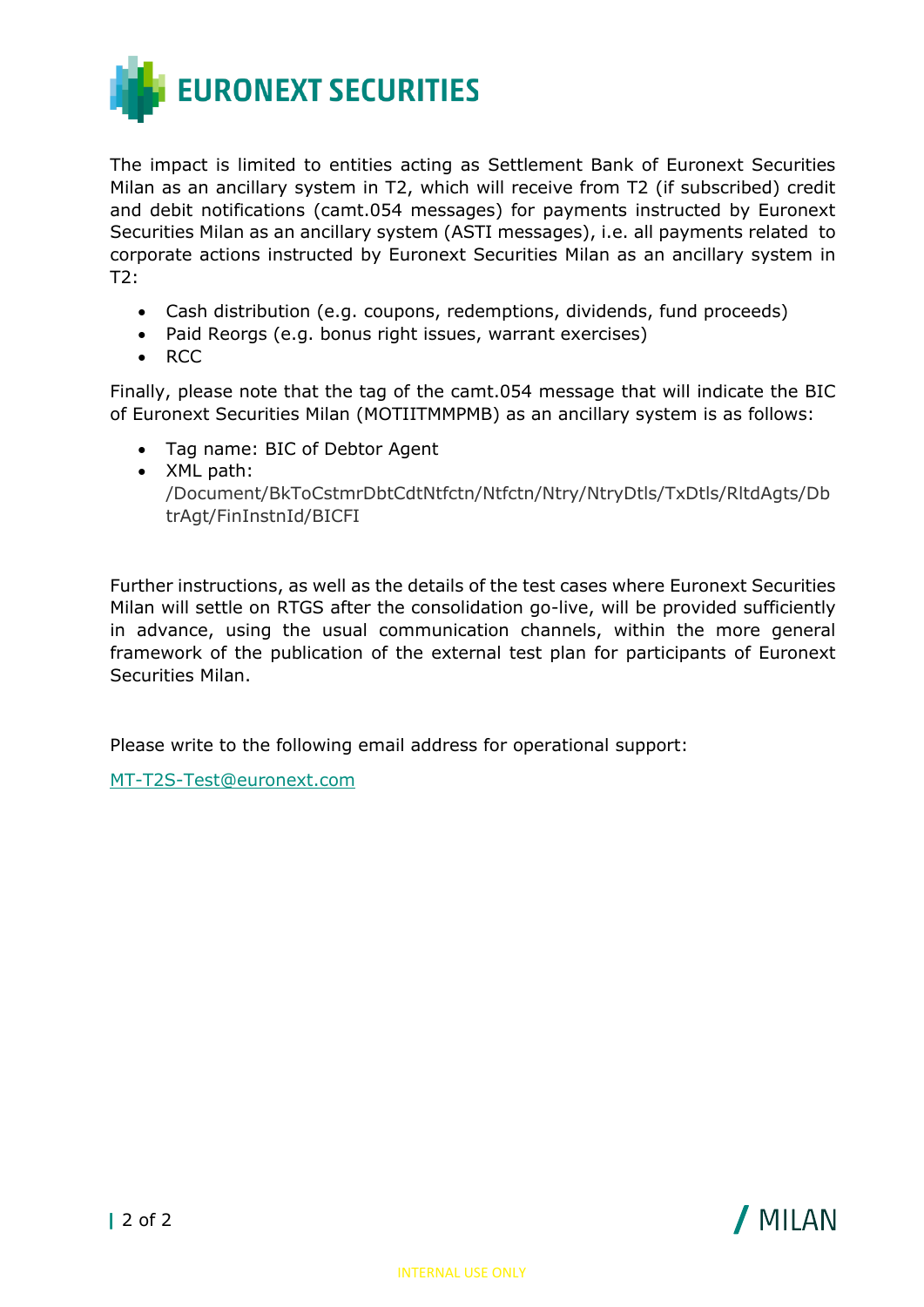The impact is limited to entities acting as Settlement Bank of Euronext Securities Milan as an ancillary system in T2, which will receive from T2 (if subscribed) credit and debit notifications (camt.054 messages) for payments instructed by Euronext Securities Milan as an ancillary system (ASTI messages), i.e. all payments related to corporate actions instructed by Euronext Securities Milan as an ancillary system in T2:

- Cash distribution (e.g. coupons, redemptions, dividends, fund proceeds)
- Paid Reorgs (e.g. bonus right issues, warrant exercises)
- RCC

Finally, please note that the tag of the camt.054 message that will indicate the BIC of Euronext Securities Milan (MOTIITMMPMB) as an ancillary system is as follows:

- Tag name: BIC of Debtor Agent
- XML path: /Document/BkToCstmrDbtCdtNtfctn/Ntfctn/Ntry/NtryDtls/TxDtls/RltdAgts/DbtrAgt/FinInstnId/BICFI

Further instructions, as well as the details of the test cases where Euronext Securities Milan will settle on RTGS after the consolidation go-live, will be provided sufficiently in advance, using the usual communication channels, within the more general framework of the publication of the external test plan for participants of Euronext Securities Milan.

Please write to the following email address for operational support:

MT-T2S-Test@euronext.com

INTERNAL USE ONLY